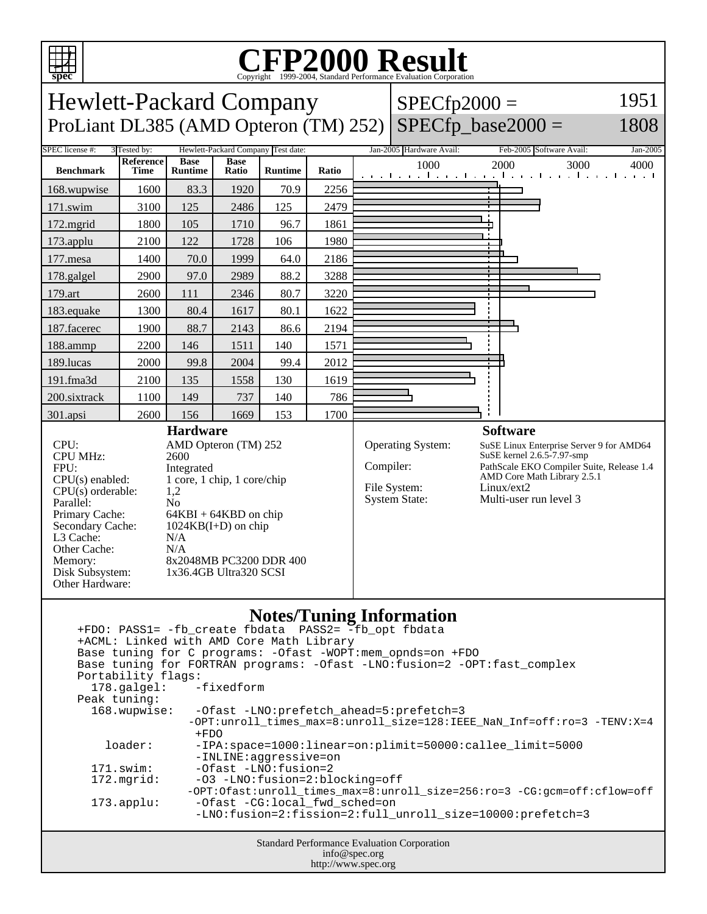# CFP2000 Result

Copyright 1999-2004, Standard Performance Evaluation Corporation

## Hewlett-Packard Company
## ProLiant DL385 (AMD Opteron (TM) 252)

SPECfp2000 = 1951
SPECfp_base2000 = 1808

SPEC license #: 3 | Tested by: Hewlett-Packard Company | Test date: Jan-2005 | Hardware Avail: Feb-2005 | Software Avail: Jan-2005

| Benchmark | Reference Time | Base Runtime | Base Ratio | Runtime | Ratio |
|---|---|---|---|---|---|
| 168.wupwise | 1600 | 83.3 | 1920 | 70.9 | 2256 |
| 171.swim | 3100 | 125 | 2486 | 125 | 2479 |
| 172.mgrid | 1800 | 105 | 1710 | 96.7 | 1861 |
| 173.applu | 2100 | 122 | 1728 | 106 | 1980 |
| 177.mesa | 1400 | 70.0 | 1999 | 64.0 | 2186 |
| 178.galgel | 2900 | 97.0 | 2989 | 88.2 | 3288 |
| 179.art | 2600 | 111 | 2346 | 80.7 | 3220 |
| 183.equake | 1300 | 80.4 | 1617 | 80.1 | 1622 |
| 187.facerec | 1900 | 88.7 | 2143 | 86.6 | 2194 |
| 188.ammp | 2200 | 146 | 1511 | 140 | 1571 |
| 189.lucas | 2000 | 99.8 | 2004 | 99.4 | 2012 |
| 191.fma3d | 2100 | 135 | 1558 | 130 | 1619 |
| 200.sixtrack | 1100 | 149 | 737 | 140 | 786 |
| 301.apsi | 2600 | 156 | 1669 | 153 | 1700 |

### Hardware

| | |
|---|---|
| CPU: | AMD Opteron (TM) 252 |
| CPU MHz: | 2600 |
| FPU: | Integrated |
| CPU(s) enabled: | 1 core, 1 chip, 1 core/chip |
| CPU(s) orderable: | 1,2 |
| Parallel: | No |
| Primary Cache: | 64KBI + 64KBD on chip |
| Secondary Cache: | 1024KB(I+D) on chip |
| L3 Cache: | N/A |
| Other Cache: | N/A |
| Memory: | 8x2048MB PC3200 DDR 400 |
| Disk Subsystem: | 1x36.4GB Ultra320 SCSI |
| Other Hardware: | |

### Software

| | |
|---|---|
| Operating System: | SuSE Linux Enterprise Server 9 for AMD64 SuSE kernel 2.6.5-7.97-smp |
| Compiler: | PathScale EKO Compiler Suite, Release 1.4 AMD Core Math Library 2.5.1 |
| File System: | Linux/ext2 |
| System State: | Multi-user run level 3 |

### Notes/Tuning Information

```
+FDO: PASS1= -fb_create fbdata  PASS2= -fb_opt fbdata
+ACML: Linked with AMD Core Math Library
Base tuning for C programs: -Ofast -WOPT:mem_opnds=on +FDO
Base tuning for FORTRAN programs: -Ofast -LNO:fusion=2 -OPT:fast_complex
Portability flags:
  178.galgel:    -fixedform
Peak tuning:
  168.wupwise:   -Ofast -LNO:prefetch_ahead=5:prefetch=3
                 -OPT:unroll_times_max=8:unroll_size=128:IEEE_NaN_Inf=off:ro=3 -TENV:X=4
                 +FDO
    loader:      -IPA:space=1000:linear=on:plimit=50000:callee_limit=5000
                 -INLINE:aggressive=on
  171.swim:      -Ofast -LNO:fusion=2
  172.mgrid:     -O3 -LNO:fusion=2:blocking=off
                 -OPT:Ofast:unroll_times_max=8:unroll_size=256:ro=3 -CG:gcm=off:cflow=off
  173.applu:     -Ofast -CG:local_fwd_sched=on
                 -LNO:fusion=2:fission=2:full_unroll_size=10000:prefetch=3
```

Standard Performance Evaluation Corporation
info@spec.org
http://www.spec.org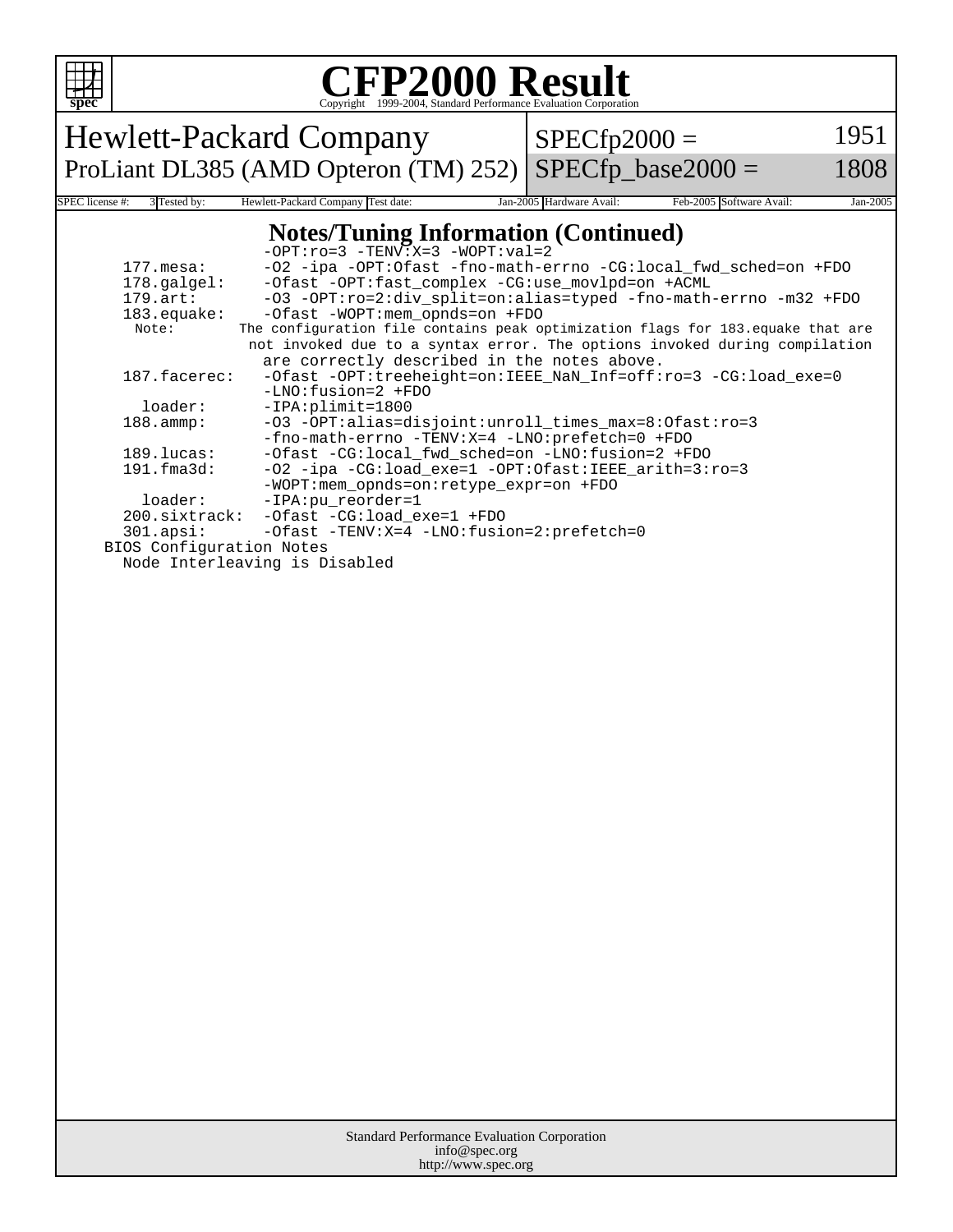# CFP2000 Result

Copyright 1999-2004, Standard Performance Evaluation Corporation

| Hewlett-Packard Company | SPECfp2000 = | 1951 |
|---|---|---|
| ProLiant DL385 (AMD Opteron (TM) 252) | SPECfp_base2000 = | 1808 |

| SPEC license #: | 3 | Tested by: | Hewlett-Packard Company | Test date: | Jan-2005 | Hardware Avail: | Feb-2005 | Software Avail: | Jan-2005 |
|---|---|---|---|---|---|---|---|---|---|

## Notes/Tuning Information (Continued)

```
                     -OPT:ro=3 -TENV:X=3 -WOPT:val=2
      177.mesa:      -O2 -ipa -OPT:Ofast -fno-math-errno -CG:local_fwd_sched=on +FDO
      178.galgel:    -Ofast -OPT:fast_complex -CG:use_movlpd=on +ACML
      179.art:       -O3 -OPT:ro=2:div_split=on:alias=typed -fno-math-errno -m32 +FDO
      183.equake:    -Ofast -WOPT:mem_opnds=on +FDO
        Note:       The configuration file contains peak optimization flags for 183.equake that are
                     not invoked due to a syntax error. The options invoked during compilation
                     are correctly described in the notes above.
      187.facerec:   -Ofast -OPT:treeheight=on:IEEE_NaN_Inf=off:ro=3 -CG:load_exe=0
                     -LNO:fusion=2 +FDO
        loader:      -IPA:plimit=1800
      188.ammp:      -O3 -OPT:alias=disjoint:unroll_times_max=8:Ofast:ro=3
                     -fno-math-errno -TENV:X=4 -LNO:prefetch=0 +FDO
      189.lucas:     -Ofast -CG:local_fwd_sched=on -LNO:fusion=2 +FDO
      191.fma3d:     -O2 -ipa -CG:load_exe=1 -OPT:Ofast:IEEE_arith=3:ro=3
                     -WOPT:mem_opnds=on:retype_expr=on +FDO
        loader:      -IPA:pu_reorder=1
      200.sixtrack:  -Ofast -CG:load_exe=1 +FDO
      301.apsi:      -Ofast -TENV:X=4 -LNO:fusion=2:prefetch=0
    BIOS Configuration Notes
      Node Interleaving is Disabled
```

Standard Performance Evaluation Corporation
info@spec.org
http://www.spec.org